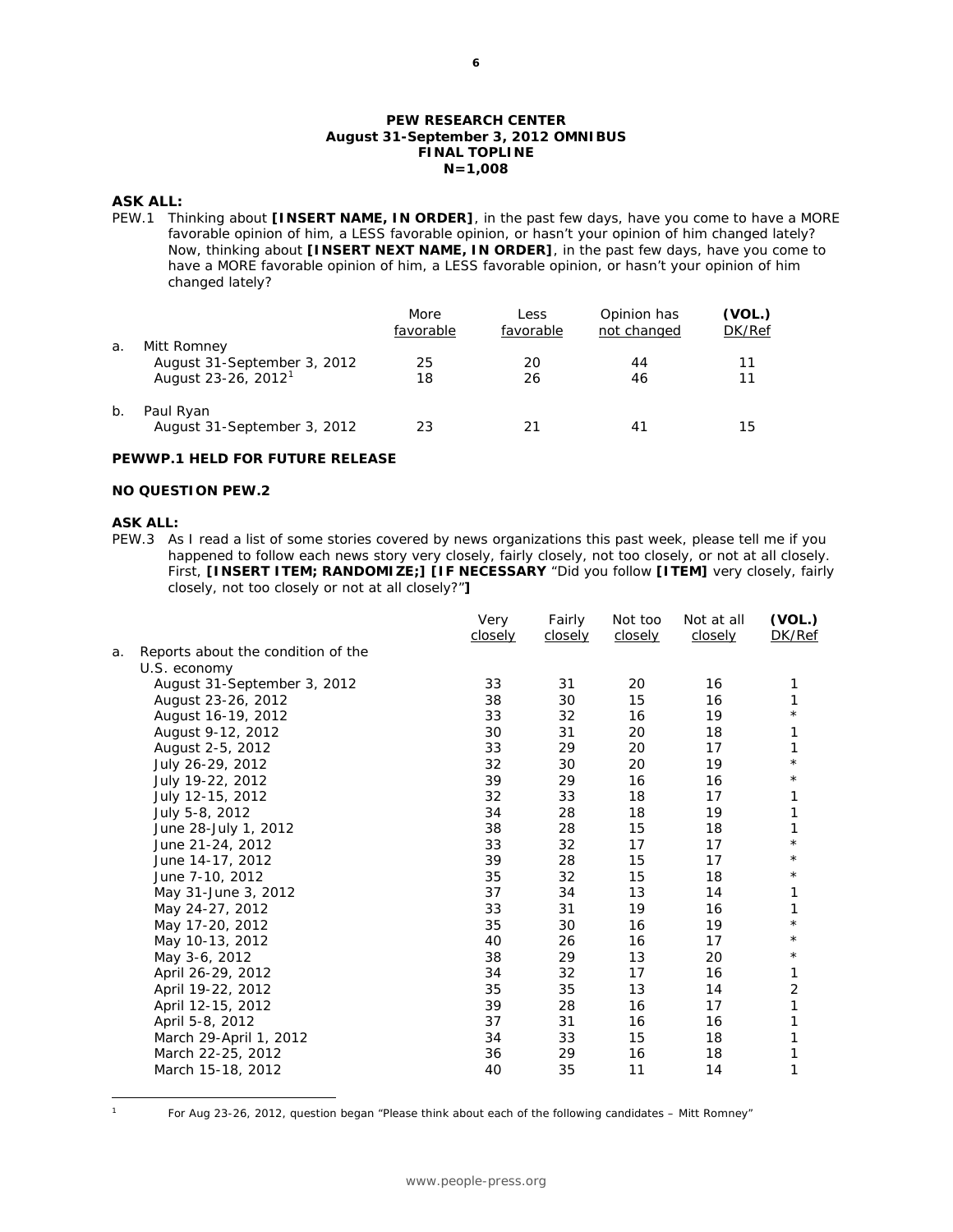**PEW RESEARCH CENTER**
**August 31-September 3, 2012 OMNIBUS**
**FINAL TOPLINE**
**N=1,008**

**ASK ALL:**

PEW.1 Thinking about **[INSERT NAME, IN ORDER]**, in the past few days, have you come to have a MORE favorable opinion of him, a LESS favorable opinion, or hasn't your opinion of him changed lately? Now, thinking about **[INSERT NEXT NAME, IN ORDER]**, in the past few days, have you come to have a MORE favorable opinion of him, a LESS favorable opinion, or hasn't your opinion of him changed lately?

| | More favorable | Less favorable | Opinion has not changed | (VOL.) DK/Ref |
|---|---|---|---|---|
| a. Mitt Romney | | | | |
| August 31-September 3, 2012 | 25 | 20 | 44 | 11 |
| August 23-26, 2012[1] | 18 | 26 | 46 | 11 |
| b. Paul Ryan | | | | |
| August 31-September 3, 2012 | 23 | 21 | 41 | 15 |

**PEWWP.1 HELD FOR FUTURE RELEASE**

**NO QUESTION PEW.2**

**ASK ALL:**

PEW.3 As I read a list of some stories covered by news organizations this past week, please tell me if you happened to follow each news story very closely, fairly closely, not too closely, or not at all closely. First, **[INSERT ITEM; RANDOMIZE;] [IF NECESSARY** "Did you follow **[ITEM]** very closely, fairly closely, not too closely or not at all closely?"**]**

| | Very closely | Fairly closely | Not too closely | Not at all closely | (VOL.) DK/Ref |
|---|---|---|---|---|---|
| a. Reports about the condition of the U.S. economy | | | | | |
| August 31-September 3, 2012 | 33 | 31 | 20 | 16 | 1 |
| August 23-26, 2012 | 38 | 30 | 15 | 16 | 1 |
| August 16-19, 2012 | 33 | 32 | 16 | 19 | * |
| August 9-12, 2012 | 30 | 31 | 20 | 18 | 1 |
| August 2-5, 2012 | 33 | 29 | 20 | 17 | 1 |
| July 26-29, 2012 | 32 | 30 | 20 | 19 | * |
| July 19-22, 2012 | 39 | 29 | 16 | 16 | * |
| July 12-15, 2012 | 32 | 33 | 18 | 17 | 1 |
| July 5-8, 2012 | 34 | 28 | 18 | 19 | 1 |
| June 28-July 1, 2012 | 38 | 28 | 15 | 18 | 1 |
| June 21-24, 2012 | 33 | 32 | 17 | 17 | * |
| June 14-17, 2012 | 39 | 28 | 15 | 17 | * |
| June 7-10, 2012 | 35 | 32 | 15 | 18 | * |
| May 31-June 3, 2012 | 37 | 34 | 13 | 14 | 1 |
| May 24-27, 2012 | 33 | 31 | 19 | 16 | 1 |
| May 17-20, 2012 | 35 | 30 | 16 | 19 | * |
| May 10-13, 2012 | 40 | 26 | 16 | 17 | * |
| May 3-6, 2012 | 38 | 29 | 13 | 20 | * |
| April 26-29, 2012 | 34 | 32 | 17 | 16 | 1 |
| April 19-22, 2012 | 35 | 35 | 13 | 14 | 2 |
| April 12-15, 2012 | 39 | 28 | 16 | 17 | 1 |
| April 5-8, 2012 | 37 | 31 | 16 | 16 | 1 |
| March 29-April 1, 2012 | 34 | 33 | 15 | 18 | 1 |
| March 22-25, 2012 | 36 | 29 | 16 | 18 | 1 |
| March 15-18, 2012 | 40 | 35 | 11 | 14 | 1 |

[1] For Aug 23-26, 2012, question began "Please think about each of the following candidates – Mitt Romney"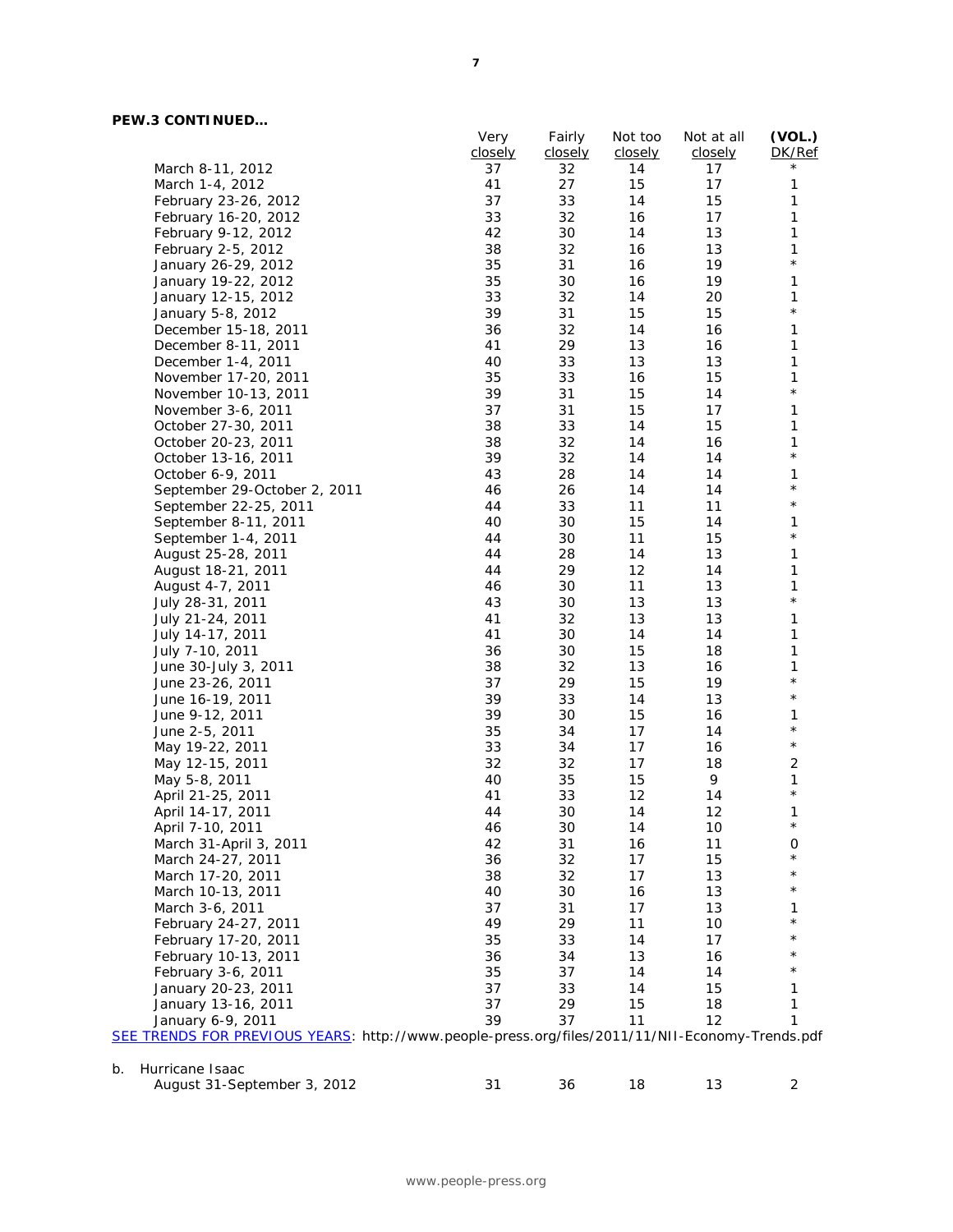**PEW.3 CONTINUED…**

| | Very closely | Fairly closely | Not too closely | Not at all closely | (VOL.) DK/Ref |
|---|---|---|---|---|---|
| March 8-11, 2012 | 37 | 32 | 14 | 17 | * |
| March 1-4, 2012 | 41 | 27 | 15 | 17 | 1 |
| February 23-26, 2012 | 37 | 33 | 14 | 15 | 1 |
| February 16-20, 2012 | 33 | 32 | 16 | 17 | 1 |
| February 9-12, 2012 | 42 | 30 | 14 | 13 | 1 |
| February 2-5, 2012 | 38 | 32 | 16 | 13 | 1 |
| January 26-29, 2012 | 35 | 31 | 16 | 19 | * |
| January 19-22, 2012 | 35 | 30 | 16 | 19 | 1 |
| January 12-15, 2012 | 33 | 32 | 14 | 20 | 1 |
| January 5-8, 2012 | 39 | 31 | 15 | 15 | * |
| December 15-18, 2011 | 36 | 32 | 14 | 16 | 1 |
| December 8-11, 2011 | 41 | 29 | 13 | 16 | 1 |
| December 1-4, 2011 | 40 | 33 | 13 | 13 | 1 |
| November 17-20, 2011 | 35 | 33 | 16 | 15 | 1 |
| November 10-13, 2011 | 39 | 31 | 15 | 14 | * |
| November 3-6, 2011 | 37 | 31 | 15 | 17 | 1 |
| October 27-30, 2011 | 38 | 33 | 14 | 15 | 1 |
| October 20-23, 2011 | 38 | 32 | 14 | 16 | 1 |
| October 13-16, 2011 | 39 | 32 | 14 | 14 | * |
| October 6-9, 2011 | 43 | 28 | 14 | 14 | 1 |
| September 29-October 2, 2011 | 46 | 26 | 14 | 14 | * |
| September 22-25, 2011 | 44 | 33 | 11 | 11 | * |
| September 8-11, 2011 | 40 | 30 | 15 | 14 | 1 |
| September 1-4, 2011 | 44 | 30 | 11 | 15 | * |
| August 25-28, 2011 | 44 | 28 | 14 | 13 | 1 |
| August 18-21, 2011 | 44 | 29 | 12 | 14 | 1 |
| August 4-7, 2011 | 46 | 30 | 11 | 13 | 1 |
| July 28-31, 2011 | 43 | 30 | 13 | 13 | * |
| July 21-24, 2011 | 41 | 32 | 13 | 13 | 1 |
| July 14-17, 2011 | 41 | 30 | 14 | 14 | 1 |
| July 7-10, 2011 | 36 | 30 | 15 | 18 | 1 |
| June 30-July 3, 2011 | 38 | 32 | 13 | 16 | 1 |
| June 23-26, 2011 | 37 | 29 | 15 | 19 | * |
| June 16-19, 2011 | 39 | 33 | 14 | 13 | * |
| June 9-12, 2011 | 39 | 30 | 15 | 16 | 1 |
| June 2-5, 2011 | 35 | 34 | 17 | 14 | * |
| May 19-22, 2011 | 33 | 34 | 17 | 16 | * |
| May 12-15, 2011 | 32 | 32 | 17 | 18 | 2 |
| May 5-8, 2011 | 40 | 35 | 15 | 9 | 1 |
| April 21-25, 2011 | 41 | 33 | 12 | 14 | * |
| April 14-17, 2011 | 44 | 30 | 14 | 12 | 1 |
| April 7-10, 2011 | 46 | 30 | 14 | 10 | * |
| March 31-April 3, 2011 | 42 | 31 | 16 | 11 | 0 |
| March 24-27, 2011 | 36 | 32 | 17 | 15 | * |
| March 17-20, 2011 | 38 | 32 | 17 | 13 | * |
| March 10-13, 2011 | 40 | 30 | 16 | 13 | * |
| March 3-6, 2011 | 37 | 31 | 17 | 13 | 1 |
| February 24-27, 2011 | 49 | 29 | 11 | 10 | * |
| February 17-20, 2011 | 35 | 33 | 14 | 17 | * |
| February 10-13, 2011 | 36 | 34 | 13 | 16 | * |
| February 3-6, 2011 | 35 | 37 | 14 | 14 | * |
| January 20-23, 2011 | 37 | 33 | 14 | 15 | 1 |
| January 13-16, 2011 | 37 | 29 | 15 | 18 | 1 |
| January 6-9, 2011 | 39 | 37 | 11 | 12 | 1 |

SEE TRENDS FOR PREVIOUS YEARS: http://www.people-press.org/files/2011/11/NII-Economy-Trends.pdf

b. Hurricane Isaac

| | Very closely | Fairly closely | Not too closely | Not at all closely | (VOL.) DK/Ref |
|---|---|---|---|---|---|
| August 31-September 3, 2012 | 31 | 36 | 18 | 13 | 2 |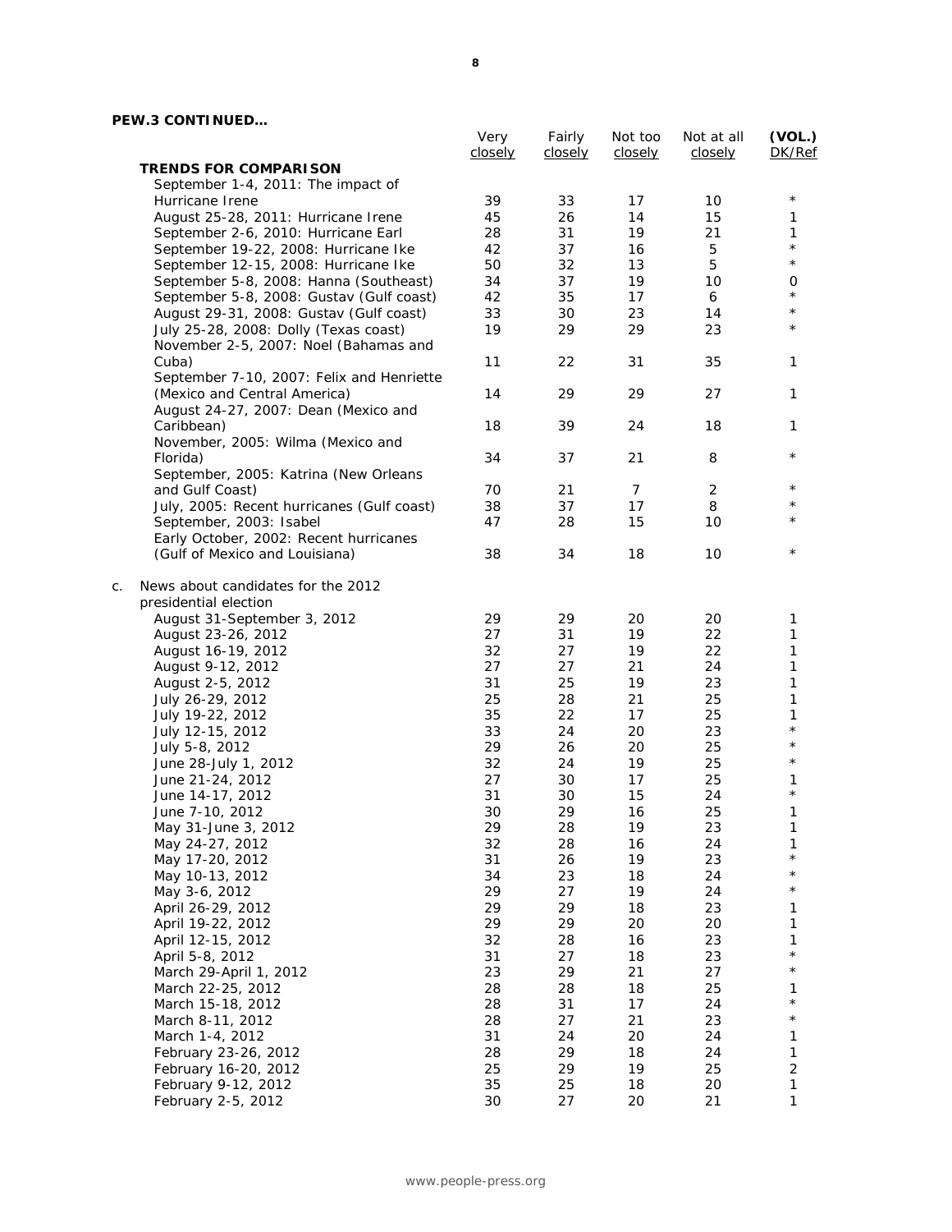**PEW.3 CONTINUED…**

| | Very closely | Fairly closely | Not too closely | Not at all closely | (VOL.) DK/Ref |
|---|---|---|---|---|---|
| **TRENDS FOR COMPARISON** | | | | | |
| September 1-4, 2011: The impact of Hurricane Irene | 39 | 33 | 17 | 10 | * |
| August 25-28, 2011: Hurricane Irene | 45 | 26 | 14 | 15 | 1 |
| September 2-6, 2010: Hurricane Earl | 28 | 31 | 19 | 21 | 1 |
| September 19-22, 2008: Hurricane Ike | 42 | 37 | 16 | 5 | * |
| September 12-15, 2008: Hurricane Ike | 50 | 32 | 13 | 5 | * |
| September 5-8, 2008: Hanna (Southeast) | 34 | 37 | 19 | 10 | 0 |
| September 5-8, 2008: Gustav (Gulf coast) | 42 | 35 | 17 | 6 | * |
| August 29-31, 2008: Gustav (Gulf coast) | 33 | 30 | 23 | 14 | * |
| July 25-28, 2008: Dolly (Texas coast) | 19 | 29 | 29 | 23 | * |
| November 2-5, 2007: Noel (Bahamas and Cuba) | 11 | 22 | 31 | 35 | 1 |
| September 7-10, 2007: Felix and Henriette (Mexico and Central America) | 14 | 29 | 29 | 27 | 1 |
| August 24-27, 2007: Dean (Mexico and Caribbean) | 18 | 39 | 24 | 18 | 1 |
| November, 2005: Wilma (Mexico and Florida) | 34 | 37 | 21 | 8 | * |
| September, 2005: Katrina (New Orleans and Gulf Coast) | 70 | 21 | 7 | 2 | * |
| July, 2005: Recent hurricanes (Gulf coast) | 38 | 37 | 17 | 8 | * |
| September, 2003: Isabel | 47 | 28 | 15 | 10 | * |
| Early October, 2002: Recent hurricanes (Gulf of Mexico and Louisiana) | 38 | 34 | 18 | 10 | * |
| c. News about candidates for the 2012 presidential election | | | | | |
| August 31-September 3, 2012 | 29 | 29 | 20 | 20 | 1 |
| August 23-26, 2012 | 27 | 31 | 19 | 22 | 1 |
| August 16-19, 2012 | 32 | 27 | 19 | 22 | 1 |
| August 9-12, 2012 | 27 | 27 | 21 | 24 | 1 |
| August 2-5, 2012 | 31 | 25 | 19 | 23 | 1 |
| July 26-29, 2012 | 25 | 28 | 21 | 25 | 1 |
| July 19-22, 2012 | 35 | 22 | 17 | 25 | 1 |
| July 12-15, 2012 | 33 | 24 | 20 | 23 | * |
| July 5-8, 2012 | 29 | 26 | 20 | 25 | * |
| June 28-July 1, 2012 | 32 | 24 | 19 | 25 | * |
| June 21-24, 2012 | 27 | 30 | 17 | 25 | 1 |
| June 14-17, 2012 | 31 | 30 | 15 | 24 | * |
| June 7-10, 2012 | 30 | 29 | 16 | 25 | 1 |
| May 31-June 3, 2012 | 29 | 28 | 19 | 23 | 1 |
| May 24-27, 2012 | 32 | 28 | 16 | 24 | 1 |
| May 17-20, 2012 | 31 | 26 | 19 | 23 | * |
| May 10-13, 2012 | 34 | 23 | 18 | 24 | * |
| May 3-6, 2012 | 29 | 27 | 19 | 24 | * |
| April 26-29, 2012 | 29 | 29 | 18 | 23 | 1 |
| April 19-22, 2012 | 29 | 29 | 20 | 20 | 1 |
| April 12-15, 2012 | 32 | 28 | 16 | 23 | 1 |
| April 5-8, 2012 | 31 | 27 | 18 | 23 | * |
| March 29-April 1, 2012 | 23 | 29 | 21 | 27 | * |
| March 22-25, 2012 | 28 | 28 | 18 | 25 | 1 |
| March 15-18, 2012 | 28 | 31 | 17 | 24 | * |
| March 8-11, 2012 | 28 | 27 | 21 | 23 | * |
| March 1-4, 2012 | 31 | 24 | 20 | 24 | 1 |
| February 23-26, 2012 | 28 | 29 | 18 | 24 | 1 |
| February 16-20, 2012 | 25 | 29 | 19 | 25 | 2 |
| February 9-12, 2012 | 35 | 25 | 18 | 20 | 1 |
| February 2-5, 2012 | 30 | 27 | 20 | 21 | 1 |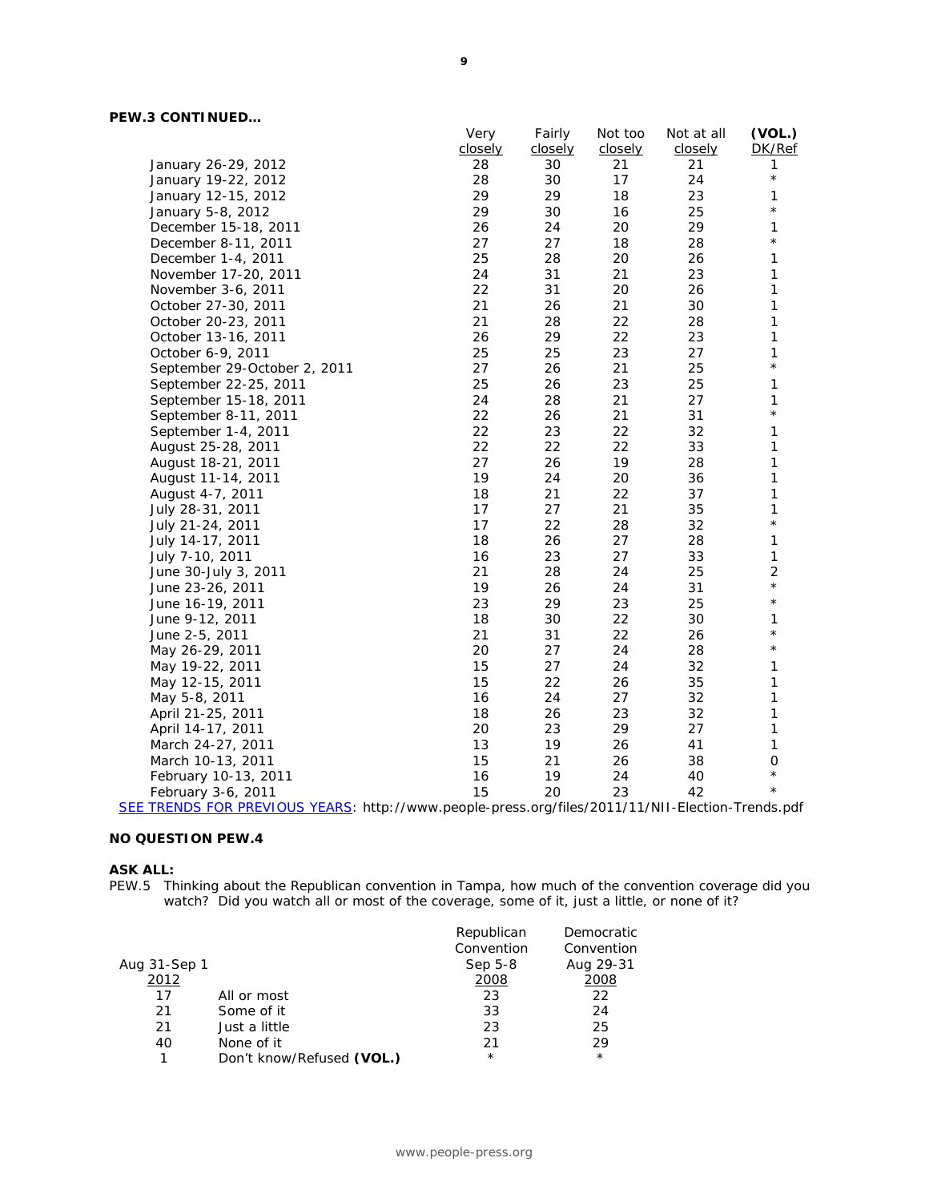**PEW.3 CONTINUED…**

| | Very closely | Fairly closely | Not too closely | Not at all closely | (VOL.) DK/Ref |
|---|---|---|---|---|---|
| January 26-29, 2012 | 28 | 30 | 21 | 21 | 1 |
| January 19-22, 2012 | 28 | 30 | 17 | 24 | * |
| January 12-15, 2012 | 29 | 29 | 18 | 23 | 1 |
| January 5-8, 2012 | 29 | 30 | 16 | 25 | * |
| December 15-18, 2011 | 26 | 24 | 20 | 29 | 1 |
| December 8-11, 2011 | 27 | 27 | 18 | 28 | * |
| December 1-4, 2011 | 25 | 28 | 20 | 26 | 1 |
| November 17-20, 2011 | 24 | 31 | 21 | 23 | 1 |
| November 3-6, 2011 | 22 | 31 | 20 | 26 | 1 |
| October 27-30, 2011 | 21 | 26 | 21 | 30 | 1 |
| October 20-23, 2011 | 21 | 28 | 22 | 28 | 1 |
| October 13-16, 2011 | 26 | 29 | 22 | 23 | 1 |
| October 6-9, 2011 | 25 | 25 | 23 | 27 | 1 |
| September 29-October 2, 2011 | 27 | 26 | 21 | 25 | * |
| September 22-25, 2011 | 25 | 26 | 23 | 25 | 1 |
| September 15-18, 2011 | 24 | 28 | 21 | 27 | 1 |
| September 8-11, 2011 | 22 | 26 | 21 | 31 | * |
| September 1-4, 2011 | 22 | 23 | 22 | 32 | 1 |
| August 25-28, 2011 | 22 | 22 | 22 | 33 | 1 |
| August 18-21, 2011 | 27 | 26 | 19 | 28 | 1 |
| August 11-14, 2011 | 19 | 24 | 20 | 36 | 1 |
| August 4-7, 2011 | 18 | 21 | 22 | 37 | 1 |
| July 28-31, 2011 | 17 | 27 | 21 | 35 | 1 |
| July 21-24, 2011 | 17 | 22 | 28 | 32 | * |
| July 14-17, 2011 | 18 | 26 | 27 | 28 | 1 |
| July 7-10, 2011 | 16 | 23 | 27 | 33 | 1 |
| June 30-July 3, 2011 | 21 | 28 | 24 | 25 | 2 |
| June 23-26, 2011 | 19 | 26 | 24 | 31 | * |
| June 16-19, 2011 | 23 | 29 | 23 | 25 | * |
| June 9-12, 2011 | 18 | 30 | 22 | 30 | 1 |
| June 2-5, 2011 | 21 | 31 | 22 | 26 | * |
| May 26-29, 2011 | 20 | 27 | 24 | 28 | * |
| May 19-22, 2011 | 15 | 27 | 24 | 32 | 1 |
| May 12-15, 2011 | 15 | 22 | 26 | 35 | 1 |
| May 5-8, 2011 | 16 | 24 | 27 | 32 | 1 |
| April 21-25, 2011 | 18 | 26 | 23 | 32 | 1 |
| April 14-17, 2011 | 20 | 23 | 29 | 27 | 1 |
| March 24-27, 2011 | 13 | 19 | 26 | 41 | 1 |
| March 10-13, 2011 | 15 | 21 | 26 | 38 | 0 |
| February 10-13, 2011 | 16 | 19 | 24 | 40 | * |
| February 3-6, 2011 | 15 | 20 | 23 | 42 | * |

SEE TRENDS FOR PREVIOUS YEARS: http://www.people-press.org/files/2011/11/NII-Election-Trends.pdf

**NO QUESTION PEW.4**

**ASK ALL:**

PEW.5 Thinking about the Republican convention in Tampa, how much of the convention coverage did you watch? Did you watch all or most of the coverage, some of it, just a little, or none of it?

| Aug 31-Sep 1 2012 | | Republican Convention Sep 5-8 2008 | Democratic Convention Aug 29-31 2008 |
|---|---|---|---|
| 17 | All or most | 23 | 22 |
| 21 | Some of it | 33 | 24 |
| 21 | Just a little | 23 | 25 |
| 40 | None of it | 21 | 29 |
| 1 | Don't know/Refused **(VOL.)** | * | * |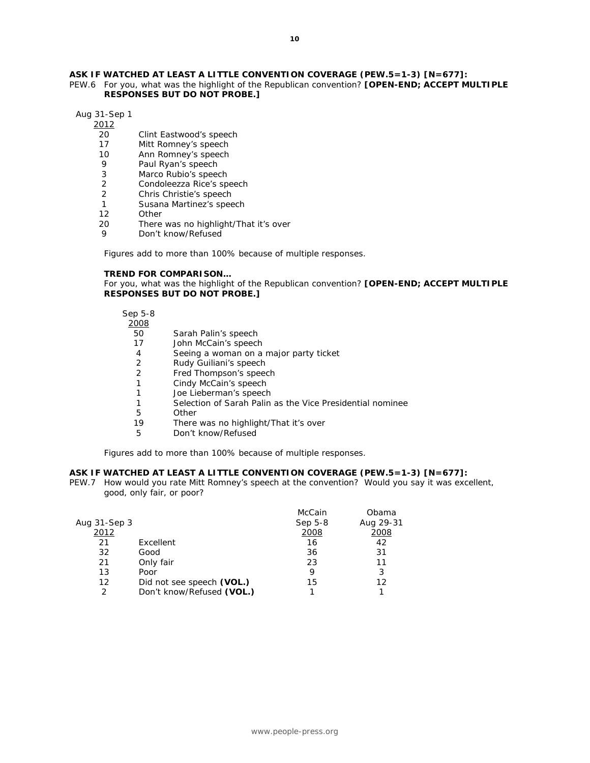**ASK IF WATCHED AT LEAST A LITTLE CONVENTION COVERAGE (PEW.5=1-3) [N=677]:**

PEW.6 For you, what was the highlight of the Republican convention? **[OPEN-END; ACCEPT MULTIPLE RESPONSES BUT DO NOT PROBE.]**

| Aug 31-Sep 1 2012 | |
|---|---|
| 20 | Clint Eastwood's speech |
| 17 | Mitt Romney's speech |
| 10 | Ann Romney's speech |
| 9 | Paul Ryan's speech |
| 3 | Marco Rubio's speech |
| 2 | Condoleezza Rice's speech |
| 2 | Chris Christie's speech |
| 1 | Susana Martinez's speech |
| 12 | Other |
| 20 | There was no highlight/That it's over |
| 9 | Don't know/Refused |

Figures add to more than 100% because of multiple responses.

**TREND FOR COMPARISON…**

For you, what was the highlight of the Republican convention? **[OPEN-END; ACCEPT MULTIPLE RESPONSES BUT DO NOT PROBE.]**

| Sep 5-8 2008 | |
|---|---|
| 50 | Sarah Palin's speech |
| 17 | John McCain's speech |
| 4 | Seeing a woman on a major party ticket |
| 2 | Rudy Guiliani's speech |
| 2 | Fred Thompson's speech |
| 1 | Cindy McCain's speech |
| 1 | Joe Lieberman's speech |
| 1 | Selection of Sarah Palin as the Vice Presidential nominee |
| 5 | Other |
| 19 | There was no highlight/That it's over |
| 5 | Don't know/Refused |

Figures add to more than 100% because of multiple responses.

**ASK IF WATCHED AT LEAST A LITTLE CONVENTION COVERAGE (PEW.5=1-3) [N=677]:**

PEW.7 How would you rate Mitt Romney's speech at the convention? Would you say it was excellent, good, only fair, or poor?

| Aug 31-Sep 3 2012 | | McCain Sep 5-8 2008 | Obama Aug 29-31 2008 |
|---|---|---|---|
| 21 | Excellent | 16 | 42 |
| 32 | Good | 36 | 31 |
| 21 | Only fair | 23 | 11 |
| 13 | Poor | 9 | 3 |
| 12 | Did not see speech **(VOL.)** | 15 | 12 |
| 2 | Don't know/Refused **(VOL.)** | 1 | 1 |